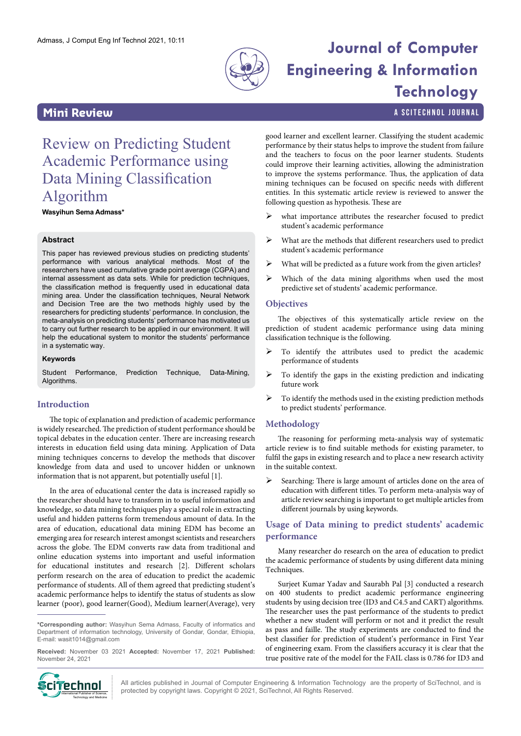Mini Review

# Review on Predicting Student Academic Performance using Data Mining Classification Algorithm

**Wasyihun Sema Admass***

## Abstract

This paper has reviewed previous studies on predicting students' performance with various analytical methods. Most of the researchers have used cumulative grade point average (CGPA) and internal assessment as data sets. While for prediction techniques, the classification method is frequently used in educational data mining area. Under the classification techniques, Neural Network and Decision Tree are the two methods highly used by the researchers for predicting students' performance. In conclusion, the meta-analysis on predicting students' performance has motivated us to carry out further research to be applied in our environment. It will help the educational system to monitor the students' performance in a systematic way.

### Keywords

Student Performance, Prediction Technique, Data-Mining, Algorithms.

## Introduction

The topic of explanation and prediction of academic performance is widely researched. The prediction of student performance should be topical debates in the education center. There are increasing research interests in education field using data mining. Application of Data mining techniques concerns to develop the methods that discover knowledge from data and used to uncover hidden or unknown information that is not apparent, but potentially useful [1].

In the area of educational center the data is increased rapidly so the researcher should have to transform in to useful information and knowledge, so data mining techniques play a special role in extracting useful and hidden patterns form tremendous amount of data. In the area of education, educational data mining EDM has become an emerging area for research interest amongst scientists and researchers across the globe. The EDM converts raw data from traditional and online education systems into important and useful information for educational institutes and research [2]. Different scholars perform research on the area of education to predict the academic performance of students. All of them agreed that predicting student's academic performance helps to identify the status of students as slow learner (poor), good learner(Good), Medium learner(Average), very good learner and excellent learner. Classifying the student academic performance by their status helps to improve the student from failure and the teachers to focus on the poor learner students. Students could improve their learning activities, allowing the administration to improve the systems performance. Thus, the application of data mining techniques can be focused on specific needs with different entities. In this systematic article review is reviewed to answer the following question as hypothesis. These are

- what importance attributes the researcher focused to predict student's academic performance
- What are the methods that different researchers used to predict student's academic performance
- What will be predicted as a future work from the given articles?
- Which of the data mining algorithms when used the most predictive set of students' academic performance.

## Objectives

The objectives of this systematically article review on the prediction of student academic performance using data mining classification technique is the following.

- To identify the attributes used to predict the academic performance of students
- To identify the gaps in the existing prediction and indicating future work
- To identify the methods used in the existing prediction methods to predict students' performance.

## Methodology

The reasoning for performing meta-analysis way of systematic article review is to find suitable methods for existing parameter, to fulfil the gaps in existing research and to place a new research activity in the suitable context.

- Searching: There is large amount of articles done on the area of education with different titles. To perform meta-analysis way of article review searching is important to get multiple articles from different journals by using keywords.

## Usage of Data mining to predict students' academic performance

Many researcher do research on the area of education to predict the academic performance of students by using different data mining Techniques.

Surjeet Kumar Yadav and Saurabh Pal [3] conducted a research on 400 students to predict academic performance engineering students by using decision tree (ID3 and C4.5 and CART) algorithms. The researcher uses the past performance of the students to predict whether a new student will perform or not and it predict the result as pass and faille. The study experiments are conducted to find the best classifier for prediction of student's performance in First Year of engineering exam. From the classifiers accuracy it is clear that the true positive rate of the model for the FAIL class is 0.786 for ID3 and

*Corresponding author: Wasyihun Sema Admass, Faculty of informatics and Department of information technology, University of Gondar, Gondar, Ethiopia, E-mail: wasit1014@gmail.com

**Received:** November 03 2021 **Accepted:** November 17, 2021 **Published:** November 24, 2021

All articles published in Journal of Computer Engineering & Information Technology are the property of SciTechnol, and is protected by copyright laws. Copyright © 2021, SciTechnol, All Rights Reserved.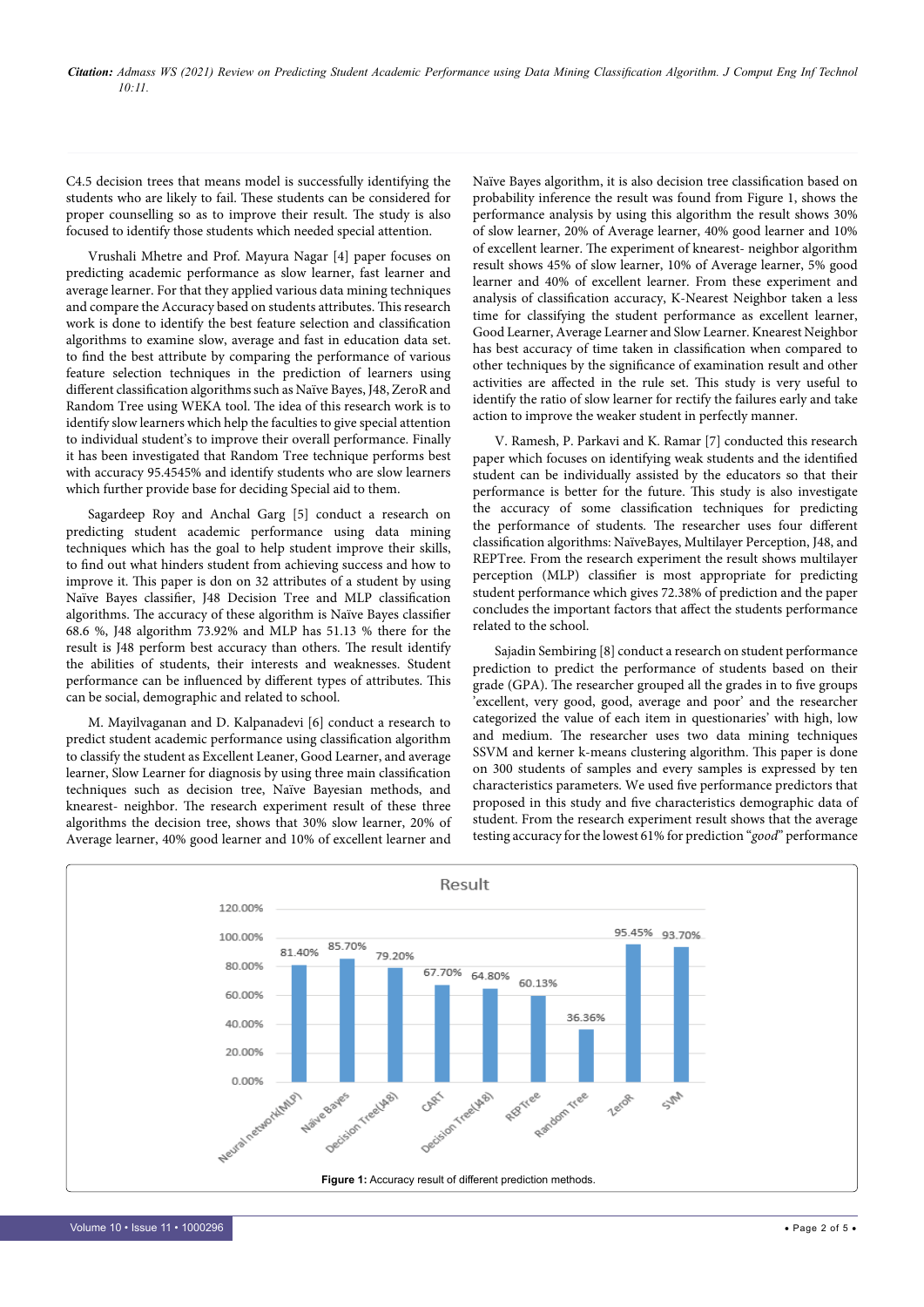C4.5 decision trees that means model is successfully identifying the students who are likely to fail. These students can be considered for proper counselling so as to improve their result. The study is also focused to identify those students which needed special attention.

Vrushali Mhetre and Prof. Mayura Nagar [4] paper focuses on predicting academic performance as slow learner, fast learner and average learner. For that they applied various data mining techniques and compare the Accuracy based on students attributes. This research work is done to identify the best feature selection and classification algorithms to examine slow, average and fast in education data set. to find the best attribute by comparing the performance of various feature selection techniques in the prediction of learners using different classification algorithms such as Naïve Bayes, J48, ZeroR and Random Tree using WEKA tool. The idea of this research work is to identify slow learners which help the faculties to give special attention to individual student's to improve their overall performance. Finally it has been investigated that Random Tree technique performs best with accuracy 95.4545% and identify students who are slow learners which further provide base for deciding Special aid to them.

Sagardeep Roy and Anchal Garg [5] conduct a research on predicting student academic performance using data mining techniques which has the goal to help student improve their skills, to find out what hinders student from achieving success and how to improve it. This paper is don on 32 attributes of a student by using Naïve Bayes classifier, J48 Decision Tree and MLP classification algorithms. The accuracy of these algorithm is Naïve Bayes classifier 68.6 %, J48 algorithm 73.92% and MLP has 51.13 % there for the result is J48 perform best accuracy than others. The result identify the abilities of students, their interests and weaknesses. Student performance can be influenced by different types of attributes. This can be social, demographic and related to school.

M. Mayilvaganan and D. Kalpanadevi [6] conduct a research to predict student academic performance using classification algorithm to classify the student as Excellent Leaner, Good Learner, and average learner, Slow Learner for diagnosis by using three main classification techniques such as decision tree, Naïve Bayesian methods, and knearest- neighbor. The research experiment result of these three algorithms the decision tree, shows that 30% slow learner, 20% of Average learner, 40% good learner and 10% of excellent learner and Naïve Bayes algorithm, it is also decision tree classification based on probability inference the result was found from Figure 1, shows the performance analysis by using this algorithm the result shows 30% of slow learner, 20% of Average learner, 40% good learner and 10% of excellent learner. The experiment of knearest- neighbor algorithm result shows 45% of slow learner, 10% of Average learner, 5% good learner and 40% of excellent learner. From these experiment and analysis of classification accuracy, K-Nearest Neighbor taken a less time for classifying the student performance as excellent learner, Good Learner, Average Learner and Slow Learner. Knearest Neighbor has best accuracy of time taken in classification when compared to other techniques by the significance of examination result and other activities are affected in the rule set. This study is very useful to identify the ratio of slow learner for rectify the failures early and take action to improve the weaker student in perfectly manner.

V. Ramesh, P. Parkavi and K. Ramar [7] conducted this research paper which focuses on identifying weak students and the identified student can be individually assisted by the educators so that their performance is better for the future. This study is also investigate the accuracy of some classification techniques for predicting the performance of students. The researcher uses four different classification algorithms: NaïveBayes, Multilayer Perception, J48, and REPTree. From the research experiment the result shows multilayer perception (MLP) classifier is most appropriate for predicting student performance which gives 72.38% of prediction and the paper concludes the important factors that affect the students performance related to the school.

Sajadin Sembiring [8] conduct a research on student performance prediction to predict the performance of students based on their grade (GPA). The researcher grouped all the grades in to five groups 'excellent, very good, good, average and poor' and the researcher categorized the value of each item in questionaries' with high, low and medium. The researcher uses two data mining techniques SSVM and kerner k-means clustering algorithm. This paper is done on 300 students of samples and every samples is expressed by ten characteristics parameters. We used five performance predictors that proposed in this study and five characteristics demographic data of student. From the research experiment result shows that the average testing accuracy for the lowest 61% for prediction "*good*" performance

Result

| Method | Accuracy |
|---|---|
| Neural network(MLP) | 81.40% |
| Naïve Bayes | 85.70% |
| Decision Tree(J48) | 79.20% |
| CART | 67.70% |
| Decision Tree(J48) | 64.80% |
| REPTree | 60.13% |
| Random Tree | 36.36% |
| ZeroR | 95.45% |
| SVM | 93.70% |

**Figure 1:** Accuracy result of different prediction methods.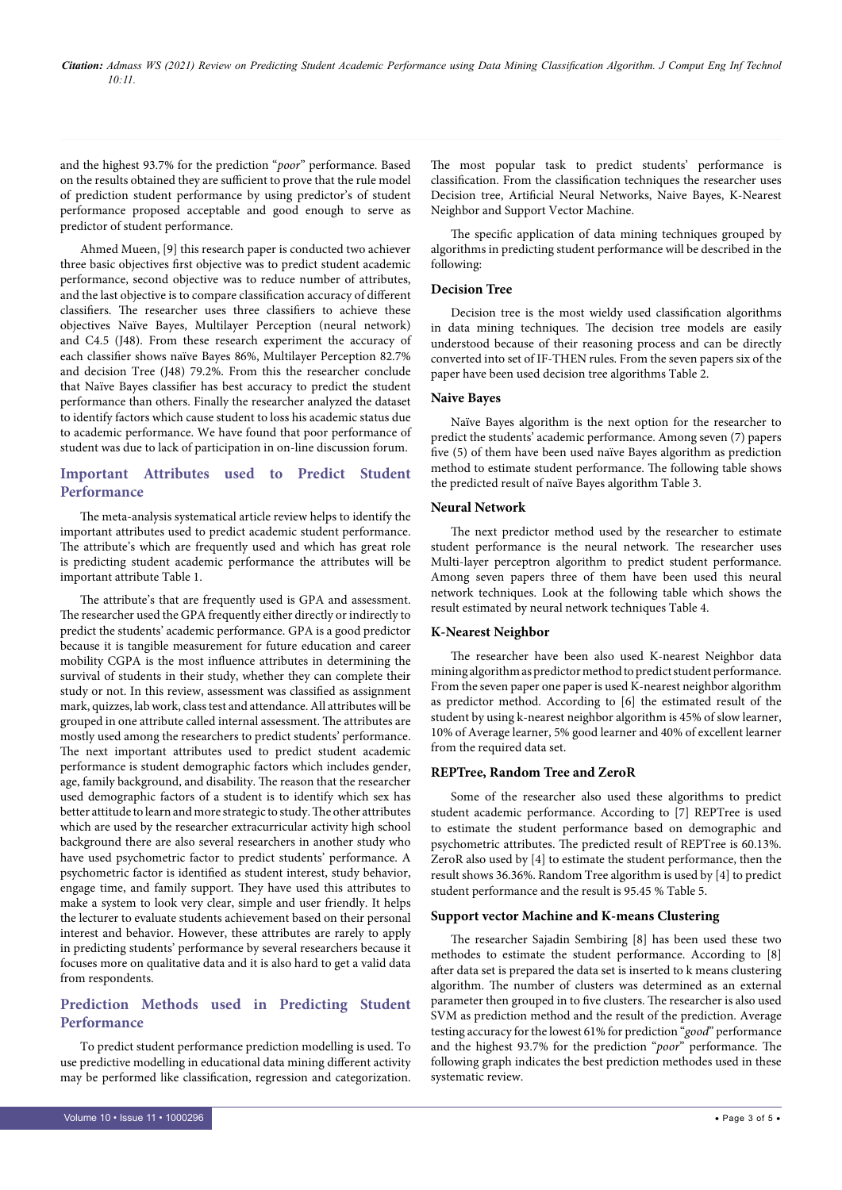and the highest 93.7% for the prediction "*poor*" performance. Based on the results obtained they are sufficient to prove that the rule model of prediction student performance by using predictor's of student performance proposed acceptable and good enough to serve as predictor of student performance.

Ahmed Mueen, [9] this research paper is conducted two achiever three basic objectives first objective was to predict student academic performance, second objective was to reduce number of attributes, and the last objective is to compare classification accuracy of different classifiers. The researcher uses three classifiers to achieve these objectives Naïve Bayes, Multilayer Perception (neural network) and C4.5 (J48). From these research experiment the accuracy of each classifier shows naïve Bayes 86%, Multilayer Perception 82.7% and decision Tree (J48) 79.2%. From this the researcher conclude that Naïve Bayes classifier has best accuracy to predict the student performance than others. Finally the researcher analyzed the dataset to identify factors which cause student to loss his academic status due to academic performance. We have found that poor performance of student was due to lack of participation in on-line discussion forum.

## Important Attributes used to Predict Student Performance

The meta-analysis systematical article review helps to identify the important attributes used to predict academic student performance. The attribute's which are frequently used and which has great role is predicting student academic performance the attributes will be important attribute Table 1.

The attribute's that are frequently used is GPA and assessment. The researcher used the GPA frequently either directly or indirectly to predict the students' academic performance. GPA is a good predictor because it is tangible measurement for future education and career mobility CGPA is the most influence attributes in determining the survival of students in their study, whether they can complete their study or not. In this review, assessment was classified as assignment mark, quizzes, lab work, class test and attendance. All attributes will be grouped in one attribute called internal assessment. The attributes are mostly used among the researchers to predict students' performance. The next important attributes used to predict student academic performance is student demographic factors which includes gender, age, family background, and disability. The reason that the researcher used demographic factors of a student is to identify which sex has better attitude to learn and more strategic to study. The other attributes which are used by the researcher extracurricular activity high school background there are also several researchers in another study who have used psychometric factor to predict students' performance. A psychometric factor is identified as student interest, study behavior, engage time, and family support. They have used this attributes to make a system to look very clear, simple and user friendly. It helps the lecturer to evaluate students achievement based on their personal interest and behavior. However, these attributes are rarely to apply in predicting students' performance by several researchers because it focuses more on qualitative data and it is also hard to get a valid data from respondents.

## Prediction Methods used in Predicting Student Performance

To predict student performance prediction modelling is used. To use predictive modelling in educational data mining different activity may be performed like classification, regression and categorization. The most popular task to predict students' performance is classification. From the classification techniques the researcher uses Decision tree, Artificial Neural Networks, Naive Bayes, K-Nearest Neighbor and Support Vector Machine.

The specific application of data mining techniques grouped by algorithms in predicting student performance will be described in the following:

### Decision Tree

Decision tree is the most wieldy used classification algorithms in data mining techniques. The decision tree models are easily understood because of their reasoning process and can be directly converted into set of IF-THEN rules. From the seven papers six of the paper have been used decision tree algorithms Table 2.

### Naive Bayes

Naïve Bayes algorithm is the next option for the researcher to predict the students' academic performance. Among seven (7) papers five (5) of them have been used naïve Bayes algorithm as prediction method to estimate student performance. The following table shows the predicted result of naïve Bayes algorithm Table 3.

### Neural Network

The next predictor method used by the researcher to estimate student performance is the neural network. The researcher uses Multi-layer perceptron algorithm to predict student performance. Among seven papers three of them have been used this neural network techniques. Look at the following table which shows the result estimated by neural network techniques Table 4.

### K-Nearest Neighbor

The researcher have been also used K-nearest Neighbor data mining algorithm as predictor method to predict student performance. From the seven paper one paper is used K-nearest neighbor algorithm as predictor method. According to [6] the estimated result of the student by using k-nearest neighbor algorithm is 45% of slow learner, 10% of Average learner, 5% good learner and 40% of excellent learner from the required data set.

### REPTree, Random Tree and ZeroR

Some of the researcher also used these algorithms to predict student academic performance. According to [7] REPTree is used to estimate the student performance based on demographic and psychometric attributes. The predicted result of REPTree is 60.13%. ZeroR also used by [4] to estimate the student performance, then the result shows 36.36%. Random Tree algorithm is used by [4] to predict student performance and the result is 95.45 % Table 5.

### Support vector Machine and K-means Clustering

The researcher Sajadin Sembiring [8] has been used these two methodes to estimate the student performance. According to [8] after data set is prepared the data set is inserted to k means clustering algorithm. The number of clusters was determined as an external parameter then grouped in to five clusters. The researcher is also used SVM as prediction method and the result of the prediction. Average testing accuracy for the lowest 61% for prediction "*good*" performance and the highest 93.7% for the prediction "*poor*" performance. The following graph indicates the best prediction methodes used in these systematic review.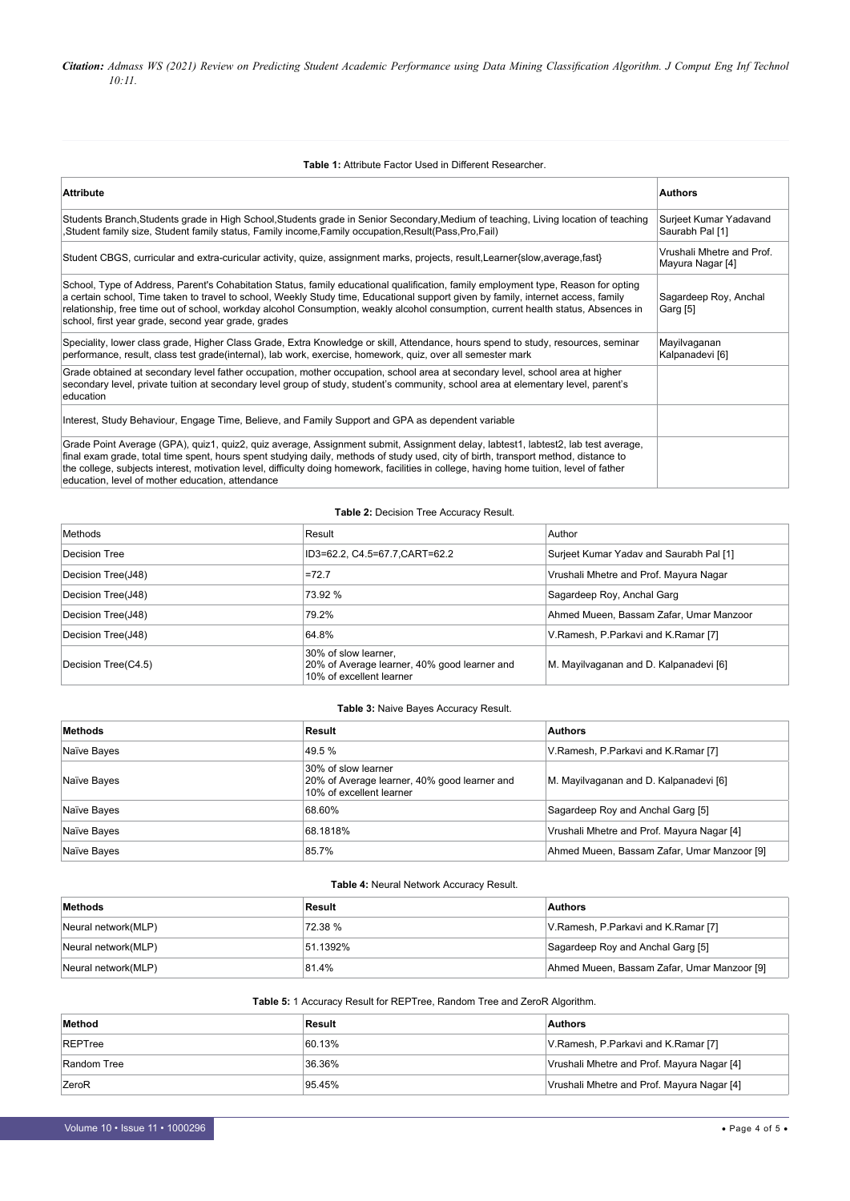**Table 1:** Attribute Factor Used in Different Researcher.

| **Attribute** | **Authors** |
|---|---|
| Students Branch,Students grade in High School,Students grade in Senior Secondary,Medium of teaching, Living location of teaching ,Student family size, Student family status, Family income,Family occupation,Result(Pass,Pro,Fail) | Surjeet Kumar Yadavand Saurabh Pal [1] |
| Student CBGS, curricular and extra-curicular activity, quize, assignment marks, projects, result,Learner{slow,average,fast} | Vrushali Mhetre and Prof. Mayura Nagar [4] |
| School, Type of Address, Parent's Cohabitation Status, family educational qualification, family employment type, Reason for opting a certain school, Time taken to travel to school, Weekly Study time, Educational support given by family, internet access, family relationship, free time out of school, workday alcohol Consumption, weakly alcohol consumption, current health status, Absences in school, first year grade, second year grade, grades | Sagardeep Roy, Anchal Garg [5] |
| Speciality, lower class grade, Higher Class Grade, Extra Knowledge or skill, Attendance, hours spend to study, resources, seminar performance, result, class test grade(internal), lab work, exercise, homework, quiz, over all semester mark | Mayilvaganan Kalpanadevi [6] |
| Grade obtained at secondary level father occupation, mother occupation, school area at secondary level, school area at higher secondary level, private tuition at secondary level group of study, student's community, school area at elementary level, parent's education | |
| Interest, Study Behaviour, Engage Time, Believe, and Family Support and GPA as dependent variable | |
| Grade Point Average (GPA), quiz1, quiz2, quiz average, Assignment submit, Assignment delay, labtest1, labtest2, lab test average, final exam grade, total time spent, hours spent studying daily, methods of study used, city of birth, transport method, distance to the college, subjects interest, motivation level, difficulty doing homework, facilities in college, having home tuition, level of father education, level of mother education, attendance | |

**Table 2:** Decision Tree Accuracy Result.

| Methods | Result | Author |
|---|---|---|
| Decision Tree | ID3=62.2, C4.5=67.7,CART=62.2 | Surjeet Kumar Yadav and Saurabh Pal [1] |
| Decision Tree(J48) | =72.7 | Vrushali Mhetre and Prof. Mayura Nagar |
| Decision Tree(J48) | 73.92 % | Sagardeep Roy, Anchal Garg |
| Decision Tree(J48) | 79.2% | Ahmed Mueen, Bassam Zafar, Umar Manzoor |
| Decision Tree(J48) | 64.8% | V.Ramesh, P.Parkavi and K.Ramar [7] |
| Decision Tree(C4.5) | 30% of slow learner, 20% of Average learner, 40% good learner and 10% of excellent learner | M. Mayilvaganan and D. Kalpanadevi [6] |

**Table 3:** Naive Bayes Accuracy Result.

| **Methods** | **Result** | **Authors** |
|---|---|---|
| Naïve Bayes | 49.5 % | V.Ramesh, P.Parkavi and K.Ramar [7] |
| Naïve Bayes | 30% of slow learner 20% of Average learner, 40% good learner and 10% of excellent learner | M. Mayilvaganan and D. Kalpanadevi [6] |
| Naïve Bayes | 68.60% | Sagardeep Roy and Anchal Garg [5] |
| Naïve Bayes | 68.1818% | Vrushali Mhetre and Prof. Mayura Nagar [4] |
| Naïve Bayes | 85.7% | Ahmed Mueen, Bassam Zafar, Umar Manzoor [9] |

**Table 4:** Neural Network Accuracy Result.

| **Methods** | **Result** | **Authors** |
|---|---|---|
| Neural network(MLP) | 72.38 % | V.Ramesh, P.Parkavi and K.Ramar [7] |
| Neural network(MLP) | 51.1392% | Sagardeep Roy and Anchal Garg [5] |
| Neural network(MLP) | 81.4% | Ahmed Mueen, Bassam Zafar, Umar Manzoor [9] |

**Table 5:** 1 Accuracy Result for REPTree, Random Tree and ZeroR Algorithm.

| **Method** | **Result** | **Authors** |
|---|---|---|
| REPTree | 60.13% | V.Ramesh, P.Parkavi and K.Ramar [7] |
| Random Tree | 36.36% | Vrushali Mhetre and Prof. Mayura Nagar [4] |
| ZeroR | 95.45% | Vrushali Mhetre and Prof. Mayura Nagar [4] |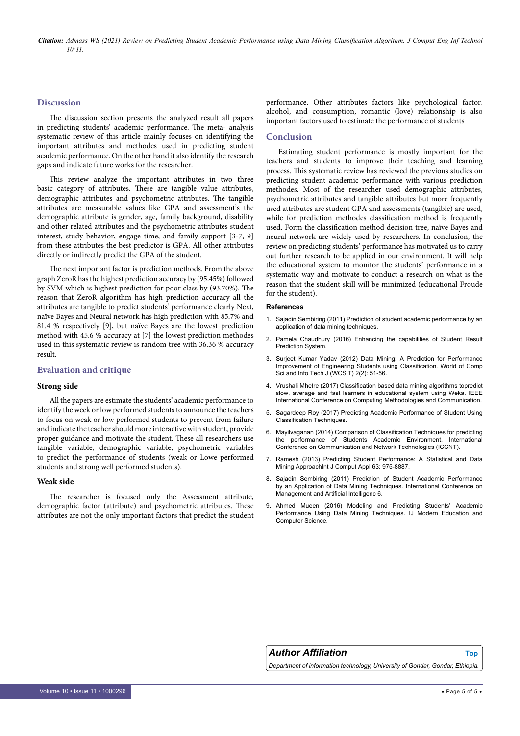## Discussion

The discussion section presents the analyzed result all papers in predicting students' academic performance. The meta- analysis systematic review of this article mainly focuses on identifying the important attributes and methodes used in predicting student academic performance. On the other hand it also identify the research gaps and indicate future works for the researcher.

This review analyze the important attributes in two three basic category of attributes. These are tangible value attributes, demographic attributes and psychometric attributes. The tangible attributes are measurable values like GPA and assessment's the demographic attribute is gender, age, family background, disability and other related attributes and the psychometric attributes student interest, study behavior, engage time, and family support [3-7, 9] from these attributes the best predictor is GPA. All other attributes directly or indirectly predict the GPA of the student.

The next important factor is prediction methods. From the above graph ZeroR has the highest prediction accuracy by (95.45%) followed by SVM which is highest prediction for poor class by (93.70%). The reason that ZeroR algorithm has high prediction accuracy all the attributes are tangible to predict students' performance clearly Next, naïve Bayes and Neural network has high prediction with 85.7% and 81.4 % respectively [9], but naïve Bayes are the lowest prediction method with 45.6 % accuracy at [7] the lowest prediction methodes used in this systematic review is random tree with 36.36 % accuracy result.

## Evaluation and critique

### Strong side

All the papers are estimate the students' academic performance to identify the week or low performed students to announce the teachers to focus on weak or low performed students to prevent from failure and indicate the teacher should more interactive with student, provide proper guidance and motivate the student. These all researchers use tangible variable, demographic variable, psychometric variables to predict the performance of students (weak or Lowe performed students and strong well performed students).

### Weak side

The researcher is focused only the Assessment attribute, demographic factor (attribute) and psychometric attributes. These attributes are not the only important factors that predict the student performance. Other attributes factors like psychological factor, alcohol, and consumption, romantic (love) relationship is also important factors used to estimate the performance of students

## Conclusion

Estimating student performance is mostly important for the teachers and students to improve their teaching and learning process. This systematic review has reviewed the previous studies on predicting student academic performance with various prediction methodes. Most of the researcher used demographic attributes, psychometric attributes and tangible attributes but more frequently used attributes are student GPA and assessments (tangible) are used, while for prediction methodes classification method is frequently used. Form the classification method decision tree, naïve Bayes and neural network are widely used by researchers. In conclusion, the review on predicting students' performance has motivated us to carry out further research to be applied in our environment. It will help the educational system to monitor the students' performance in a systematic way and motivate to conduct a research on what is the reason that the student skill will be minimized (educational Froude for the student).

### References

1. Sajadin Sembiring (2011) Prediction of student academic performance by an application of data mining techniques.
2. Pamela Chaudhury (2016) Enhancing the capabilities of Student Result Prediction System.
3. Surjeet Kumar Yadav (2012) Data Mining: A Prediction for Performance Improvement of Engineering Students using Classification. World of Comp Sci and Info Tech J (WCSIT) 2(2): 51-56.
4. Vrushali Mhetre (2017) Classification based data mining algorithms topredict slow, average and fast learners in educational system using Weka. IEEE International Conference on Computing Methodologies and Communication.
5. Sagardeep Roy (2017) Predicting Academic Performance of Student Using Classification Techniques.
6. Mayilvaganan (2014) Comparison of Classification Techniques for predicting the performance of Students Academic Environment. International Conference on Communication and Network Technologies (ICCNT).
7. Ramesh (2013) Predicting Student Performance: A Statistical and Data Mining ApproachInt J Comput Appl 63: 975-8887.
8. Sajadin Sembiring (2011) Prediction of Student Academic Performance by an Application of Data Mining Techniques. International Conference on Management and Artificial Intelligenc 6.
9. Ahmed Mueen (2016) Modeling and Predicting Students' Academic Performance Using Data Mining Techniques. IJ Modern Education and Computer Science.

**Author Affiliation**

*Department of information technology, University of Gondar, Gondar, Ethiopia.*